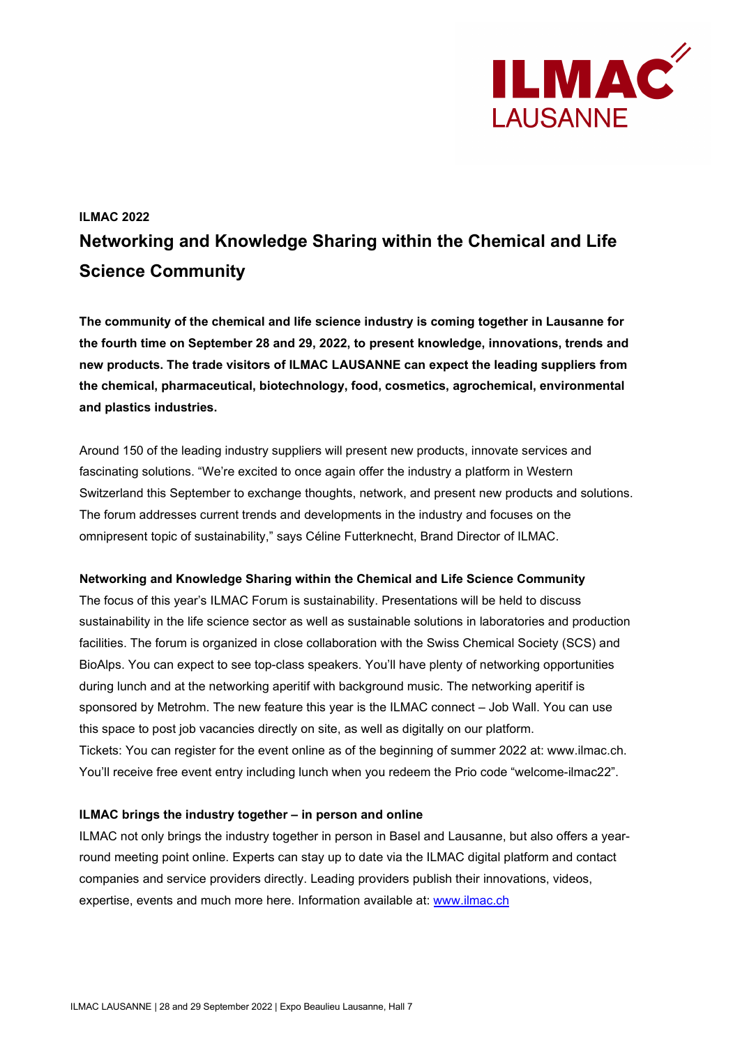**ILMAC 2022**

# Networking and Knowledge Sharing within the Chemical and Life Science Community

**The community of the chemical and life science industry is coming together in Lausanne for the fourth time on September 28 and 29, 2022, to present knowledge, innovations, trends and new products. The trade visitors of ILMAC LAUSANNE can expect the leading suppliers from the chemical, pharmaceutical, biotechnology, food, cosmetics, agrochemical, environmental and plastics industries.**

Around 150 of the leading industry suppliers will present new products, innovate services and fascinating solutions. "We're excited to once again offer the industry a platform in Western Switzerland this September to exchange thoughts, network, and present new products and solutions. The forum addresses current trends and developments in the industry and focuses on the omnipresent topic of sustainability," says Céline Futterknecht, Brand Director of ILMAC.

**Networking and Knowledge Sharing within the Chemical and Life Science Community**

The focus of this year's ILMAC Forum is sustainability. Presentations will be held to discuss sustainability in the life science sector as well as sustainable solutions in laboratories and production facilities. The forum is organized in close collaboration with the Swiss Chemical Society (SCS) and BioAlps. You can expect to see top-class speakers. You'll have plenty of networking opportunities during lunch and at the networking aperitif with background music. The networking aperitif is sponsored by Metrohm. The new feature this year is the ILMAC connect – Job Wall. You can use this space to post job vacancies directly on site, as well as digitally on our platform.
Tickets: You can register for the event online as of the beginning of summer 2022 at: www.ilmac.ch. You'll receive free event entry including lunch when you redeem the Prio code "welcome-ilmac22".

**ILMAC brings the industry together – in person and online**

ILMAC not only brings the industry together in person in Basel and Lausanne, but also offers a year-round meeting point online. Experts can stay up to date via the ILMAC digital platform and contact companies and service providers directly. Leading providers publish their innovations, videos, expertise, events and much more here. Information available at: [www.ilmac.ch](www.ilmac.ch)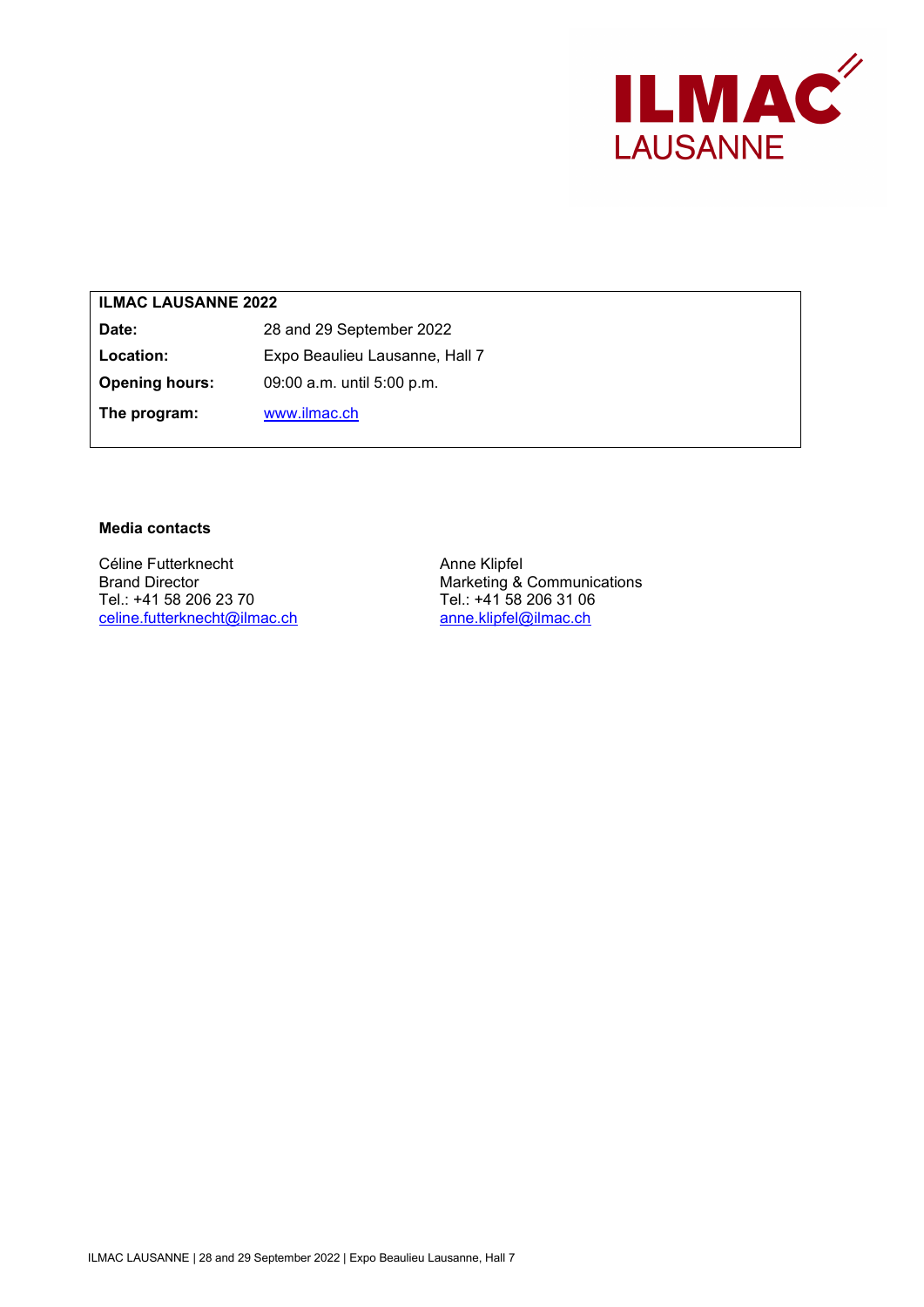| ILMAC LAUSANNE 2022 | |
| --- | --- |
| **Date:** | 28 and 29 September 2022 |
| **Location:** | Expo Beaulieu Lausanne, Hall 7 |
| **Opening hours:** | 09:00 a.m. until 5:00 p.m. |
| **The program:** | www.ilmac.ch |

**Media contacts**

Céline Futterknecht
Brand Director
Tel.: +41 58 206 23 70
celine.futterknecht@ilmac.ch

Anne Klipfel
Marketing & Communications
Tel.: +41 58 206 31 06
anne.klipfel@ilmac.ch